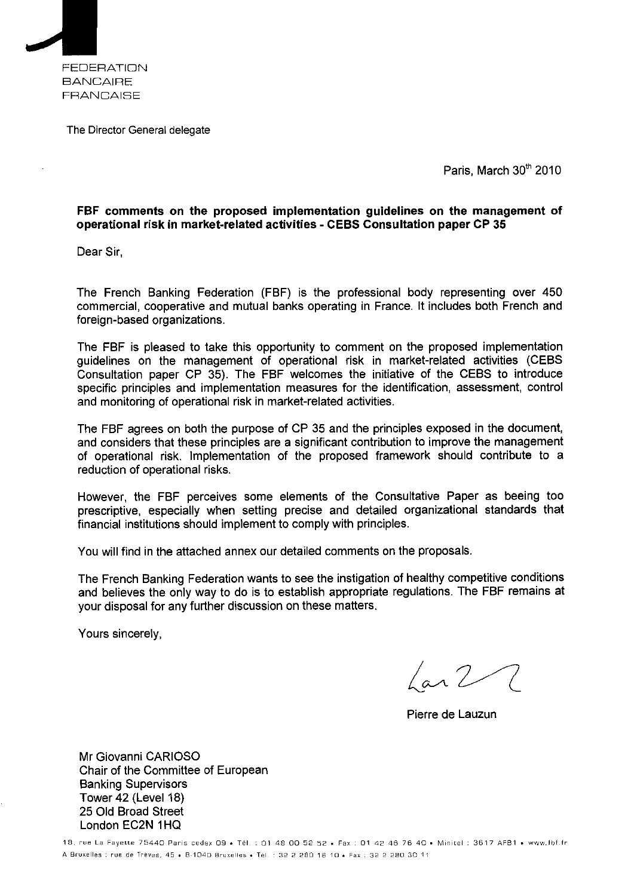FEDERATION
BANCAIRE
FRANCAISE

The Director General delegate

Paris, March 30th 2010

**FBF comments on the proposed implementation guidelines on the management of operational risk in market-related activities - CEBS Consultation paper CP 35**

Dear Sir,

The French Banking Federation (FBF) is the professional body representing over 450 commercial, cooperative and mutual banks operating in France. It includes both French and foreign-based organizations.

The FBF is pleased to take this opportunity to comment on the proposed implementation guidelines on the management of operational risk in market-related activities (CEBS Consultation paper CP 35). The FBF welcomes the initiative of the CEBS to introduce specific principles and implementation measures for the identification, assessment, control and monitoring of operational risk in market-related activities.

The FBF agrees on both the purpose of CP 35 and the principles exposed in the document, and considers that these principles are a significant contribution to improve the management of operational risk. Implementation of the proposed framework should contribute to a reduction of operational risks.

However, the FBF perceives some elements of the Consultative Paper as beeing too prescriptive, especially when setting precise and detailed organizational standards that financial institutions should implement to comply with principles.

You will find in the attached annex our detailed comments on the proposals.

The French Banking Federation wants to see the instigation of healthy competitive conditions and believes the only way to do is to establish appropriate regulations. The FBF remains at your disposal for any further discussion on these matters.

Yours sincerely,

Pierre de Lauzun

Mr Giovanni CARIOSO
Chair of the Committee of European
Banking Supervisors
Tower 42 (Level 18)
25 Old Broad Street
London EC2N 1HQ

18, rue La Fayette 75440 Paris cedex 09 • Tél. : 01 48 00 52 52 • Fax : 01 42 46 76 40 • Minitel : 3617 AFB1 • www.fbf.fr
A Bruxelles : rue de Trèves, 45 • B-1040 Bruxelles • Tél. : 32 2 280 16 10 • Fax : 32 2 280 30 11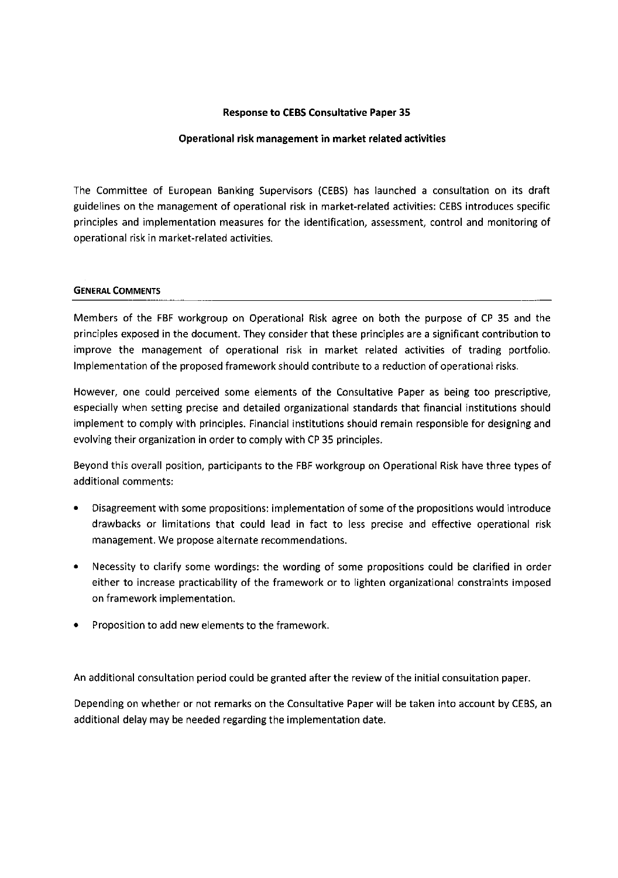**Response to CEBS Consultative Paper 35**

**Operational risk management in market related activities**

The Committee of European Banking Supervisors (CEBS) has launched a consultation on its draft guidelines on the management of operational risk in market-related activities: CEBS introduces specific principles and implementation measures for the identification, assessment, control and monitoring of operational risk in market-related activities.

## GENERAL COMMENTS

Members of the FBF workgroup on Operational Risk agree on both the purpose of CP 35 and the principles exposed in the document. They consider that these principles are a significant contribution to improve the management of operational risk in market related activities of trading portfolio. Implementation of the proposed framework should contribute to a reduction of operational risks.

However, one could perceived some elements of the Consultative Paper as being too prescriptive, especially when setting precise and detailed organizational standards that financial institutions should implement to comply with principles. Financial institutions should remain responsible for designing and evolving their organization in order to comply with CP 35 principles.

Beyond this overall position, participants to the FBF workgroup on Operational Risk have three types of additional comments:

- Disagreement with some propositions: implementation of some of the propositions would introduce drawbacks or limitations that could lead in fact to less precise and effective operational risk management. We propose alternate recommendations.
- Necessity to clarify some wordings: the wording of some propositions could be clarified in order either to increase practicability of the framework or to lighten organizational constraints imposed on framework implementation.
- Proposition to add new elements to the framework.

An additional consultation period could be granted after the review of the initial consultation paper.

Depending on whether or not remarks on the Consultative Paper will be taken into account by CEBS, an additional delay may be needed regarding the implementation date.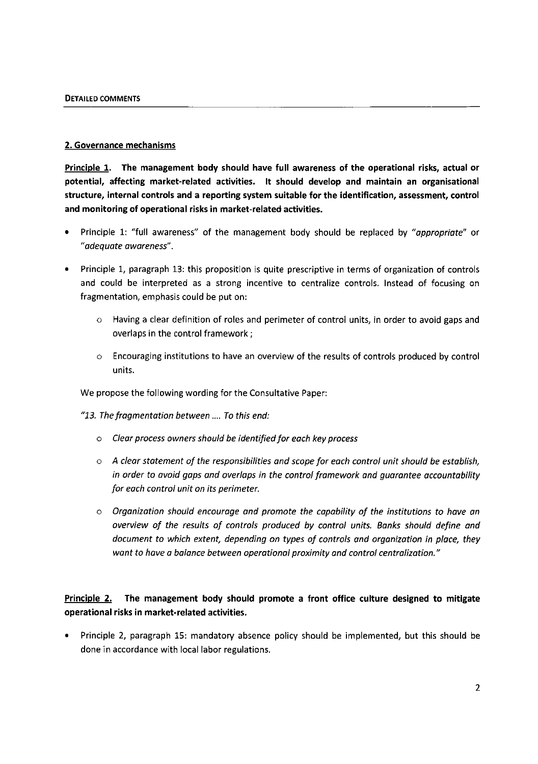**DETAILED COMMENTS**

## 2. Governance mechanisms

**<u>Principle 1.</u> The management body should have full awareness of the operational risks, actual or potential, affecting market-related activities. It should develop and maintain an organisational structure, internal controls and a reporting system suitable for the identification, assessment, control and monitoring of operational risks in market-related activities.**

- Principle 1: "full awareness" of the management body should be replaced by *"appropriate"* or *"adequate awareness"*.

- Principle 1, paragraph 13: this proposition is quite prescriptive in terms of organization of controls and could be interpreted as a strong incentive to centralize controls. Instead of focusing on fragmentation, emphasis could be put on:

  - Having a clear definition of roles and perimeter of control units, in order to avoid gaps and overlaps in the control framework ;

  - Encouraging institutions to have an overview of the results of controls produced by control units.

  We propose the following wording for the Consultative Paper:

  *"13. The fragmentation between .... To this end:*

  - *Clear process owners should be identified for each key process*

  - *A clear statement of the responsibilities and scope for each control unit should be establish, in order to avoid gaps and overlaps in the control framework and guarantee accountability for each control unit on its perimeter.*

  - *Organization should encourage and promote the capability of the institutions to have an overview of the results of controls produced by control units. Banks should define and document to which extent, depending on types of controls and organization in place, they want to have a balance between operational proximity and control centralization."*

**<u>Principle 2.</u> The management body should promote a front office culture designed to mitigate operational risks in market-related activities.**

- Principle 2, paragraph 15: mandatory absence policy should be implemented, but this should be done in accordance with local labor regulations.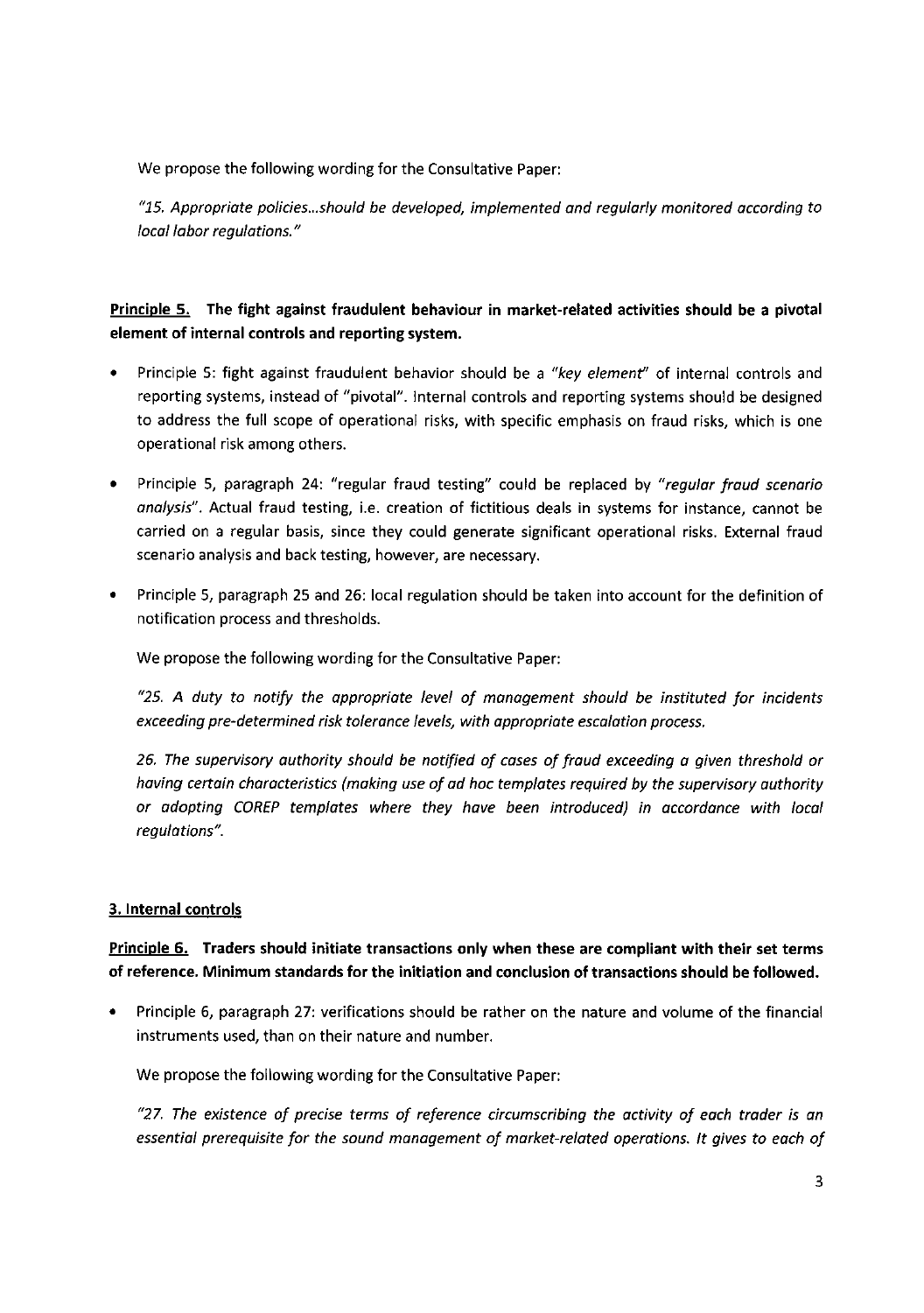We propose the following wording for the Consultative Paper:

*"15. Appropriate policies…should be developed, implemented and regularly monitored according to local labor regulations."*

**<u>Principle 5.</u> The fight against fraudulent behaviour in market-related activities should be a pivotal element of internal controls and reporting system.**

- Principle 5: fight against fraudulent behavior should be a *"key element"* of internal controls and reporting systems, instead of "pivotal". Internal controls and reporting systems should be designed to address the full scope of operational risks, with specific emphasis on fraud risks, which is one operational risk among others.

- Principle 5, paragraph 24: "regular fraud testing" could be replaced by *"regular fraud scenario analysis"*. Actual fraud testing, i.e. creation of fictitious deals in systems for instance, cannot be carried on a regular basis, since they could generate significant operational risks. External fraud scenario analysis and back testing, however, are necessary.

- Principle 5, paragraph 25 and 26: local regulation should be taken into account for the definition of notification process and thresholds.

  We propose the following wording for the Consultative Paper:

  *"25. A duty to notify the appropriate level of management should be instituted for incidents exceeding pre-determined risk tolerance levels, with appropriate escalation process.*

  *26. The supervisory authority should be notified of cases of fraud exceeding a given threshold or having certain characteristics (making use of ad hoc templates required by the supervisory authority or adopting COREP templates where they have been introduced) in accordance with local regulations".*

## <u>3. Internal controls</u>

**<u>Principle 6.</u> Traders should initiate transactions only when these are compliant with their set terms of reference. Minimum standards for the initiation and conclusion of transactions should be followed.**

- Principle 6, paragraph 27: verifications should be rather on the nature and volume of the financial instruments used, than on their nature and number.

  We propose the following wording for the Consultative Paper:

  *"27. The existence of precise terms of reference circumscribing the activity of each trader is an essential prerequisite for the sound management of market-related operations. It gives to each of*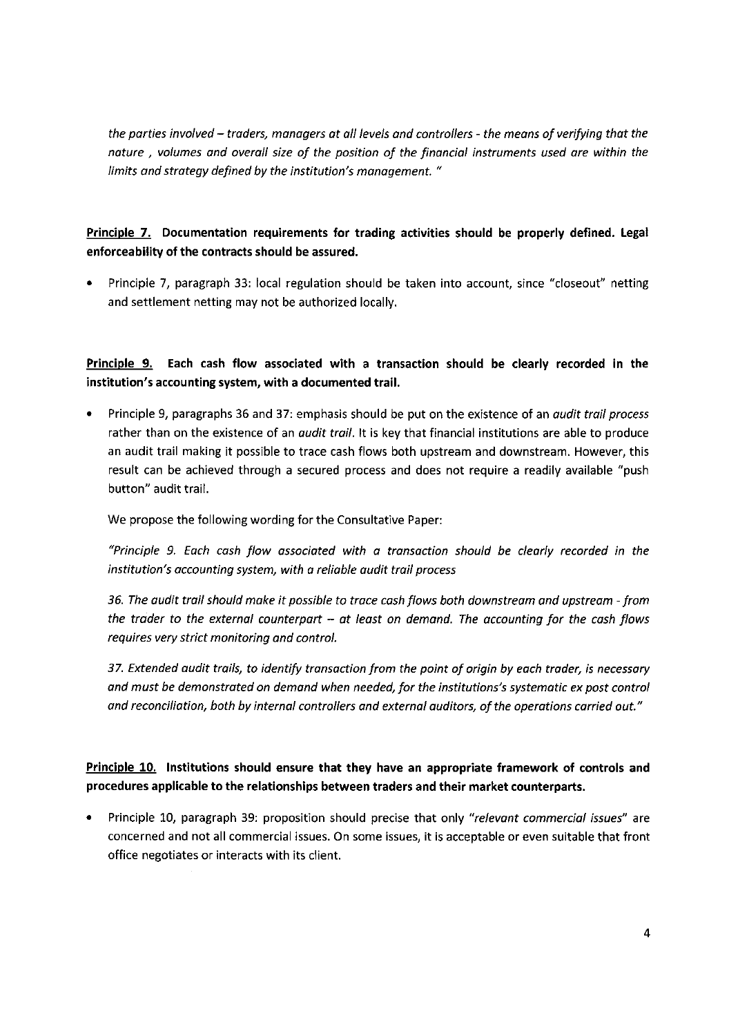*the parties involved – traders, managers at all levels and controllers - the means of verifying that the nature , volumes and overall size of the position of the financial instruments used are within the limits and strategy defined by the institution's management. "*

**<u>Principle 7.</u> Documentation requirements for trading activities should be properly defined. Legal enforceability of the contracts should be assured.**

- Principle 7, paragraph 33: local regulation should be taken into account, since "closeout" netting and settlement netting may not be authorized locally.

**<u>Principle 9.</u> Each cash flow associated with a transaction should be clearly recorded in the institution's accounting system, with a documented trail.**

- Principle 9, paragraphs 36 and 37: emphasis should be put on the existence of an *audit trail process* rather than on the existence of an *audit trail*. It is key that financial institutions are able to produce an audit trail making it possible to trace cash flows both upstream and downstream. However, this result can be achieved through a secured process and does not require a readily available "push button" audit trail.

  We propose the following wording for the Consultative Paper:

  *"Principle 9. Each cash flow associated with a transaction should be clearly recorded in the institution's accounting system, with a reliable audit trail process*

  *36. The audit trail should make it possible to trace cash flows both downstream and upstream - from the trader to the external counterpart – at least on demand. The accounting for the cash flows requires very strict monitoring and control.*

  *37. Extended audit trails, to identify transaction from the point of origin by each trader, is necessary and must be demonstrated on demand when needed, for the institutions's systematic ex post control and reconciliation, both by internal controllers and external auditors, of the operations carried out."*

**<u>Principle 10.</u> Institutions should ensure that they have an appropriate framework of controls and procedures applicable to the relationships between traders and their market counterparts.**

- Principle 10, paragraph 39: proposition should precise that only *"relevant commercial issues"* are concerned and not all commercial issues. On some issues, it is acceptable or even suitable that front office negotiates or interacts with its client.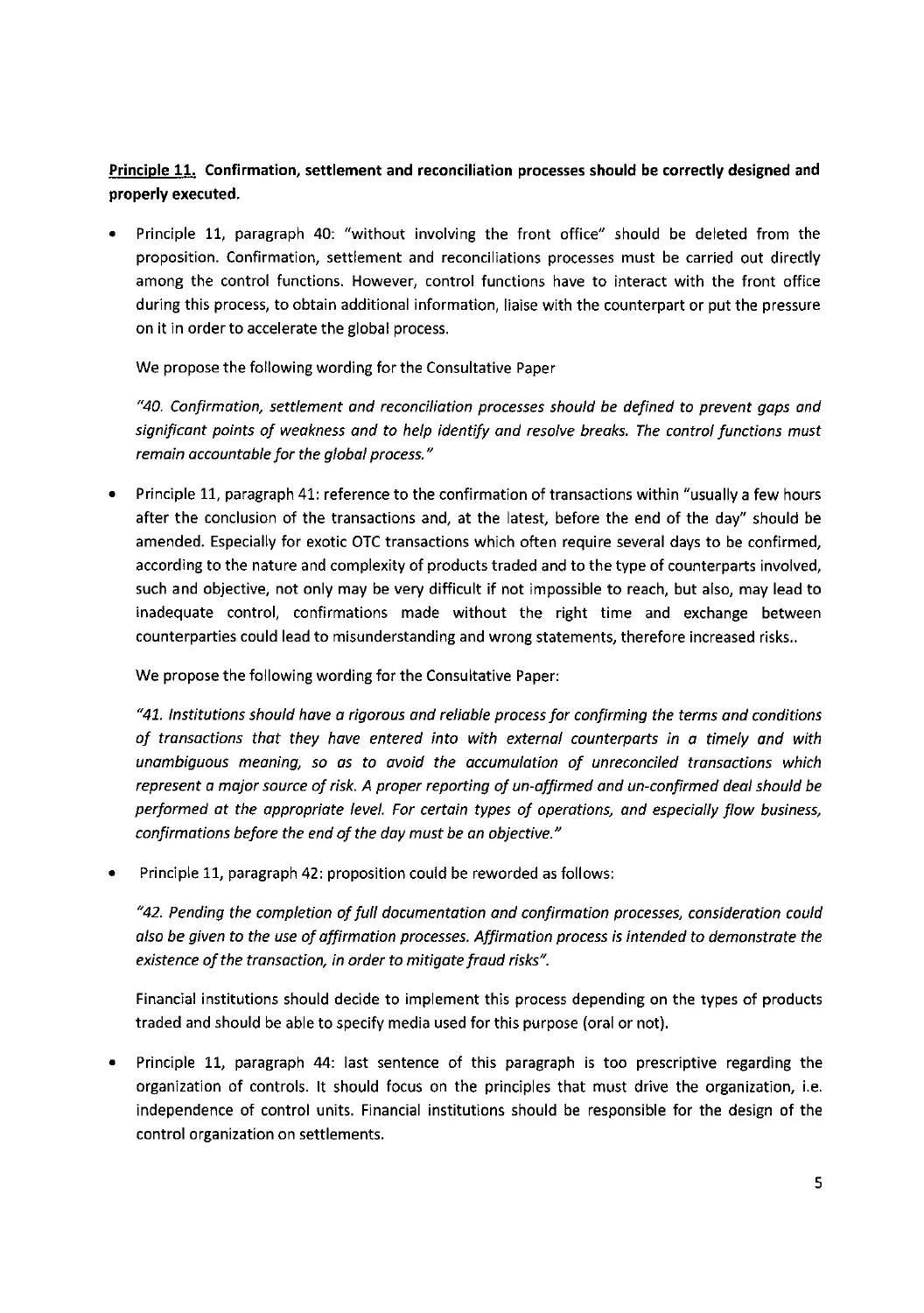**Principle 11. Confirmation, settlement and reconciliation processes should be correctly designed and properly executed.**

- Principle 11, paragraph 40: "without involving the front office" should be deleted from the proposition. Confirmation, settlement and reconciliations processes must be carried out directly among the control functions. However, control functions have to interact with the front office during this process, to obtain additional information, liaise with the counterpart or put the pressure on it in order to accelerate the global process.

  We propose the following wording for the Consultative Paper

  *"40. Confirmation, settlement and reconciliation processes should be defined to prevent gaps and significant points of weakness and to help identify and resolve breaks. The control functions must remain accountable for the global process."*

- Principle 11, paragraph 41: reference to the confirmation of transactions within "usually a few hours after the conclusion of the transactions and, at the latest, before the end of the day" should be amended. Especially for exotic OTC transactions which often require several days to be confirmed, according to the nature and complexity of products traded and to the type of counterparts involved, such and objective, not only may be very difficult if not impossible to reach, but also, may lead to inadequate control, confirmations made without the right time and exchange between counterparties could lead to misunderstanding and wrong statements, therefore increased risks..

  We propose the following wording for the Consultative Paper:

  *"41. Institutions should have a rigorous and reliable process for confirming the terms and conditions of transactions that they have entered into with external counterparts in a timely and with unambiguous meaning, so as to avoid the accumulation of unreconciled transactions which represent a major source of risk. A proper reporting of un-affirmed and un-confirmed deal should be performed at the appropriate level. For certain types of operations, and especially flow business, confirmations before the end of the day must be an objective."*

- Principle 11, paragraph 42: proposition could be reworded as follows:

  *"42. Pending the completion of full documentation and confirmation processes, consideration could also be given to the use of affirmation processes. Affirmation process is intended to demonstrate the existence of the transaction, in order to mitigate fraud risks".*

  Financial institutions should decide to implement this process depending on the types of products traded and should be able to specify media used for this purpose (oral or not).

- Principle 11, paragraph 44: last sentence of this paragraph is too prescriptive regarding the organization of controls. It should focus on the principles that must drive the organization, i.e. independence of control units. Financial institutions should be responsible for the design of the control organization on settlements.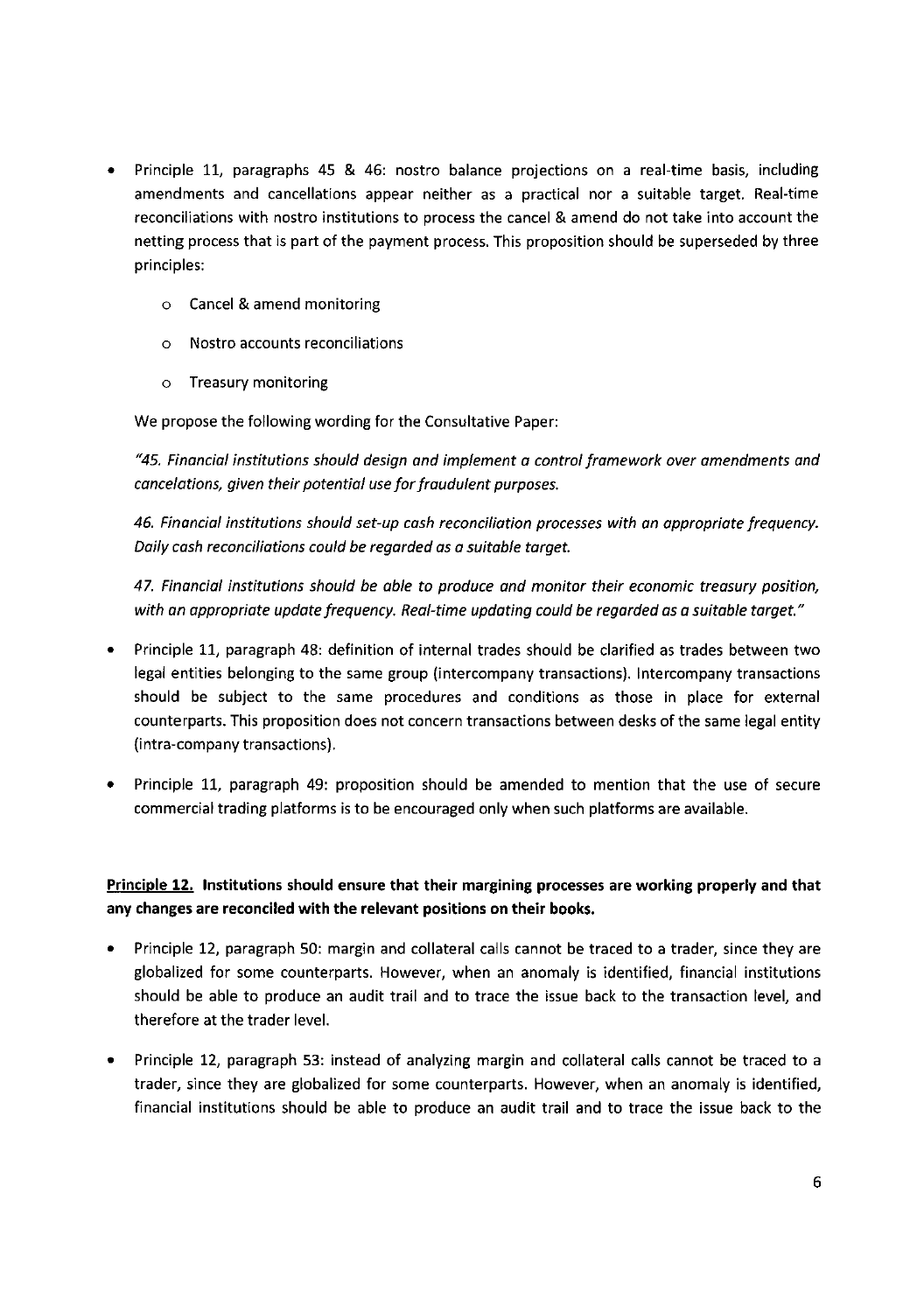- Principle 11, paragraphs 45 & 46: nostro balance projections on a real-time basis, including amendments and cancellations appear neither as a practical nor a suitable target. Real-time reconciliations with nostro institutions to process the cancel & amend do not take into account the netting process that is part of the payment process. This proposition should be superseded by three principles:

    - Cancel & amend monitoring
    - Nostro accounts reconciliations
    - Treasury monitoring

  We propose the following wording for the Consultative Paper:

  *"45. Financial institutions should design and implement a control framework over amendments and cancelations, given their potential use for fraudulent purposes.*

  *46. Financial institutions should set-up cash reconciliation processes with an appropriate frequency. Daily cash reconciliations could be regarded as a suitable target.*

  *47. Financial institutions should be able to produce and monitor their economic treasury position, with an appropriate update frequency. Real-time updating could be regarded as a suitable target."*

- Principle 11, paragraph 48: definition of internal trades should be clarified as trades between two legal entities belonging to the same group (intercompany transactions). Intercompany transactions should be subject to the same procedures and conditions as those in place for external counterparts. This proposition does not concern transactions between desks of the same legal entity (intra-company transactions).

- Principle 11, paragraph 49: proposition should be amended to mention that the use of secure commercial trading platforms is to be encouraged only when such platforms are available.

**Principle 12. Institutions should ensure that their margining processes are working properly and that any changes are reconciled with the relevant positions on their books.**

- Principle 12, paragraph 50: margin and collateral calls cannot be traced to a trader, since they are globalized for some counterparts. However, when an anomaly is identified, financial institutions should be able to produce an audit trail and to trace the issue back to the transaction level, and therefore at the trader level.

- Principle 12, paragraph 53: instead of analyzing margin and collateral calls cannot be traced to a trader, since they are globalized for some counterparts. However, when an anomaly is identified, financial institutions should be able to produce an audit trail and to trace the issue back to the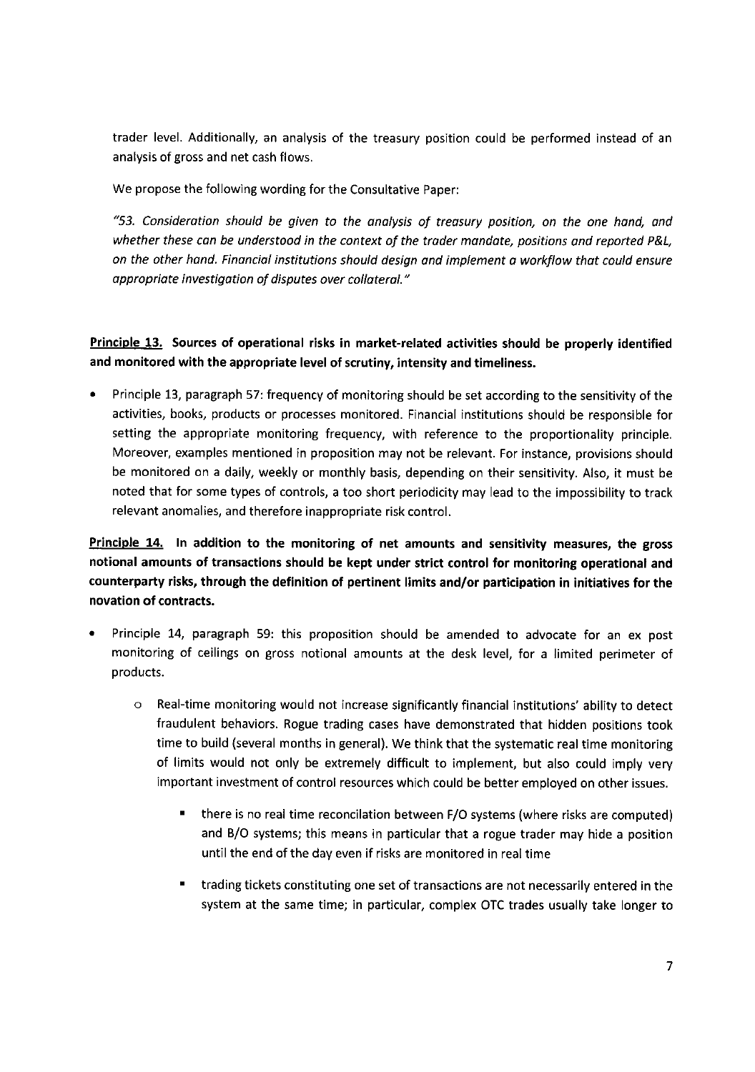trader level. Additionally, an analysis of the treasury position could be performed instead of an analysis of gross and net cash flows.

We propose the following wording for the Consultative Paper:

*"53. Consideration should be given to the analysis of treasury position, on the one hand, and whether these can be understood in the context of the trader mandate, positions and reported P&L, on the other hand. Financial institutions should design and implement a workflow that could ensure appropriate investigation of disputes over collateral."*

**Principle 13. Sources of operational risks in market-related activities should be properly identified and monitored with the appropriate level of scrutiny, intensity and timeliness.**

- Principle 13, paragraph 57: frequency of monitoring should be set according to the sensitivity of the activities, books, products or processes monitored. Financial institutions should be responsible for setting the appropriate monitoring frequency, with reference to the proportionality principle. Moreover, examples mentioned in proposition may not be relevant. For instance, provisions should be monitored on a daily, weekly or monthly basis, depending on their sensitivity. Also, it must be noted that for some types of controls, a too short periodicity may lead to the impossibility to track relevant anomalies, and therefore inappropriate risk control.

**Principle 14. In addition to the monitoring of net amounts and sensitivity measures, the gross notional amounts of transactions should be kept under strict control for monitoring operational and counterparty risks, through the definition of pertinent limits and/or participation in initiatives for the novation of contracts.**

- Principle 14, paragraph 59: this proposition should be amended to advocate for an ex post monitoring of ceilings on gross notional amounts at the desk level, for a limited perimeter of products.
  - Real-time monitoring would not increase significantly financial institutions' ability to detect fraudulent behaviors. Rogue trading cases have demonstrated that hidden positions took time to build (several months in general). We think that the systematic real time monitoring of limits would not only be extremely difficult to implement, but also could imply very important investment of control resources which could be better employed on other issues.
    - there is no real time reconcilation between F/O systems (where risks are computed) and B/O systems; this means in particular that a rogue trader may hide a position until the end of the day even if risks are monitored in real time
    - trading tickets constituting one set of transactions are not necessarily entered in the system at the same time; in particular, complex OTC trades usually take longer to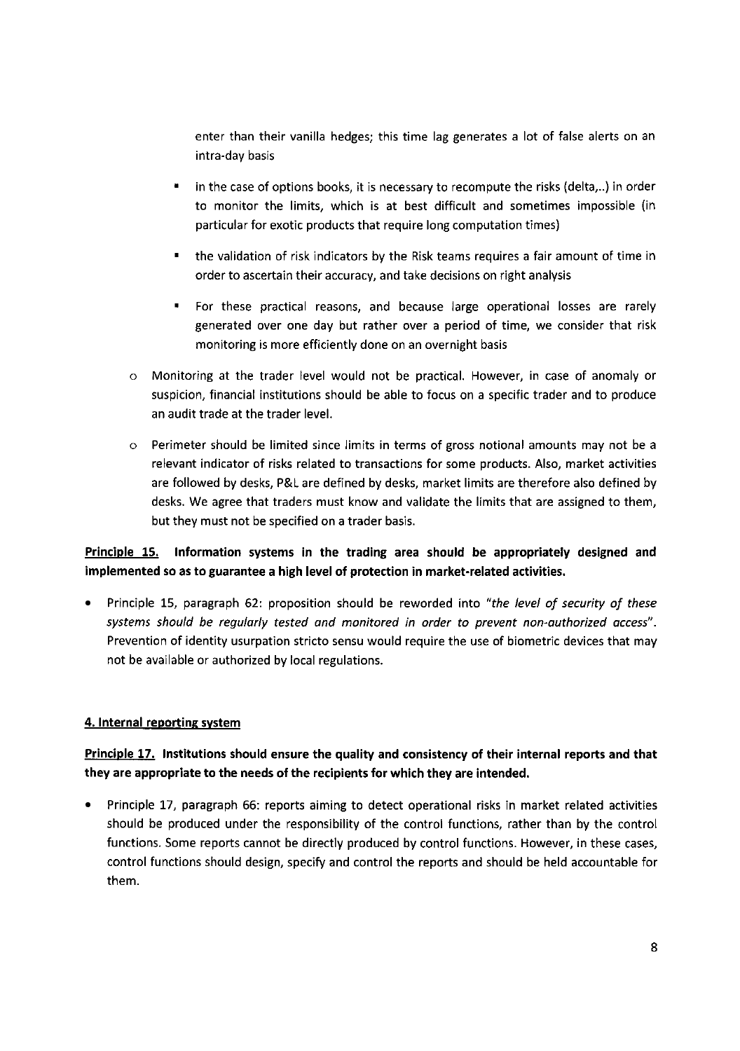enter than their vanilla hedges; this time lag generates a lot of false alerts on an intra-day basis

  - in the case of options books, it is necessary to recompute the risks (delta,..) in order to monitor the limits, which is at best difficult and sometimes impossible (in particular for exotic products that require long computation times)
  - the validation of risk indicators by the Risk teams requires a fair amount of time in order to ascertain their accuracy, and take decisions on right analysis
  - For these practical reasons, and because large operational losses are rarely generated over one day but rather over a period of time, we consider that risk monitoring is more efficiently done on an overnight basis

- Monitoring at the trader level would not be practical. However, in case of anomaly or suspicion, financial institutions should be able to focus on a specific trader and to produce an audit trade at the trader level.
- Perimeter should be limited since limits in terms of gross notional amounts may not be a relevant indicator of risks related to transactions for some products. Also, market activities are followed by desks, P&L are defined by desks, market limits are therefore also defined by desks. We agree that traders must know and validate the limits that are assigned to them, but they must not be specified on a trader basis.

**<u>Principle 15.</u> Information systems in the trading area should be appropriately designed and implemented so as to guarantee a high level of protection in market-related activities.**

- Principle 15, paragraph 62: proposition should be reworded into *"the level of security of these systems should be regularly tested and monitored in order to prevent non-authorized access"*. Prevention of identity usurpation stricto sensu would require the use of biometric devices that may not be available or authorized by local regulations.

**<u>4. Internal reporting system</u>**

**<u>Principle 17.</u> Institutions should ensure the quality and consistency of their internal reports and that they are appropriate to the needs of the recipients for which they are intended.**

- Principle 17, paragraph 66: reports aiming to detect operational risks in market related activities should be produced under the responsibility of the control functions, rather than by the control functions. Some reports cannot be directly produced by control functions. However, in these cases, control functions should design, specify and control the reports and should be held accountable for them.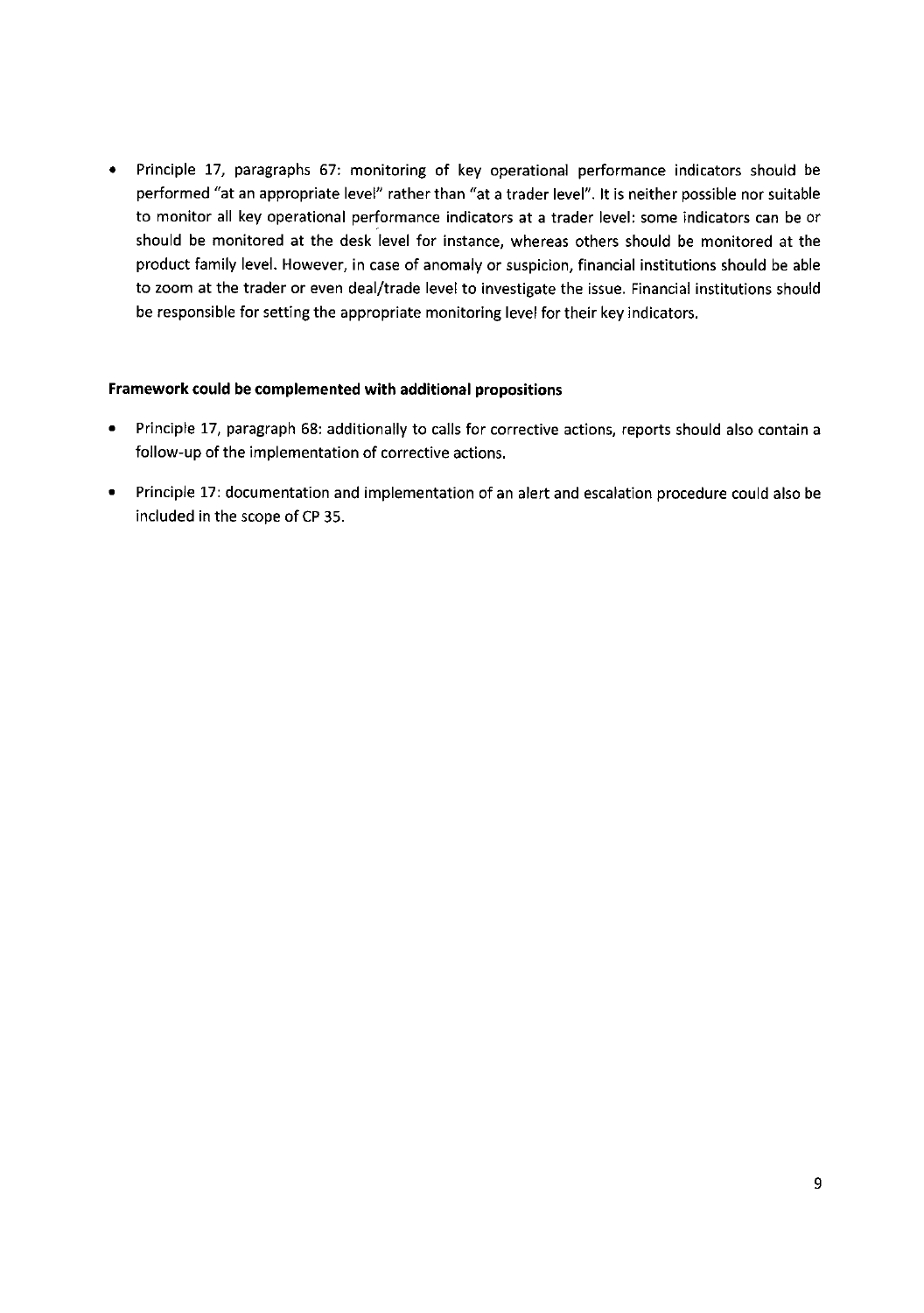- Principle 17, paragraphs 67: monitoring of key operational performance indicators should be performed "at an appropriate level" rather than "at a trader level". It is neither possible nor suitable to monitor all key operational performance indicators at a trader level: some indicators can be or should be monitored at the desk level for instance, whereas others should be monitored at the product family level. However, in case of anomaly or suspicion, financial institutions should be able to zoom at the trader or even deal/trade level to investigate the issue. Financial institutions should be responsible for setting the appropriate monitoring level for their key indicators.

**Framework could be complemented with additional propositions**

- Principle 17, paragraph 68: additionally to calls for corrective actions, reports should also contain a follow-up of the implementation of corrective actions.
- Principle 17: documentation and implementation of an alert and escalation procedure could also be included in the scope of CP 35.